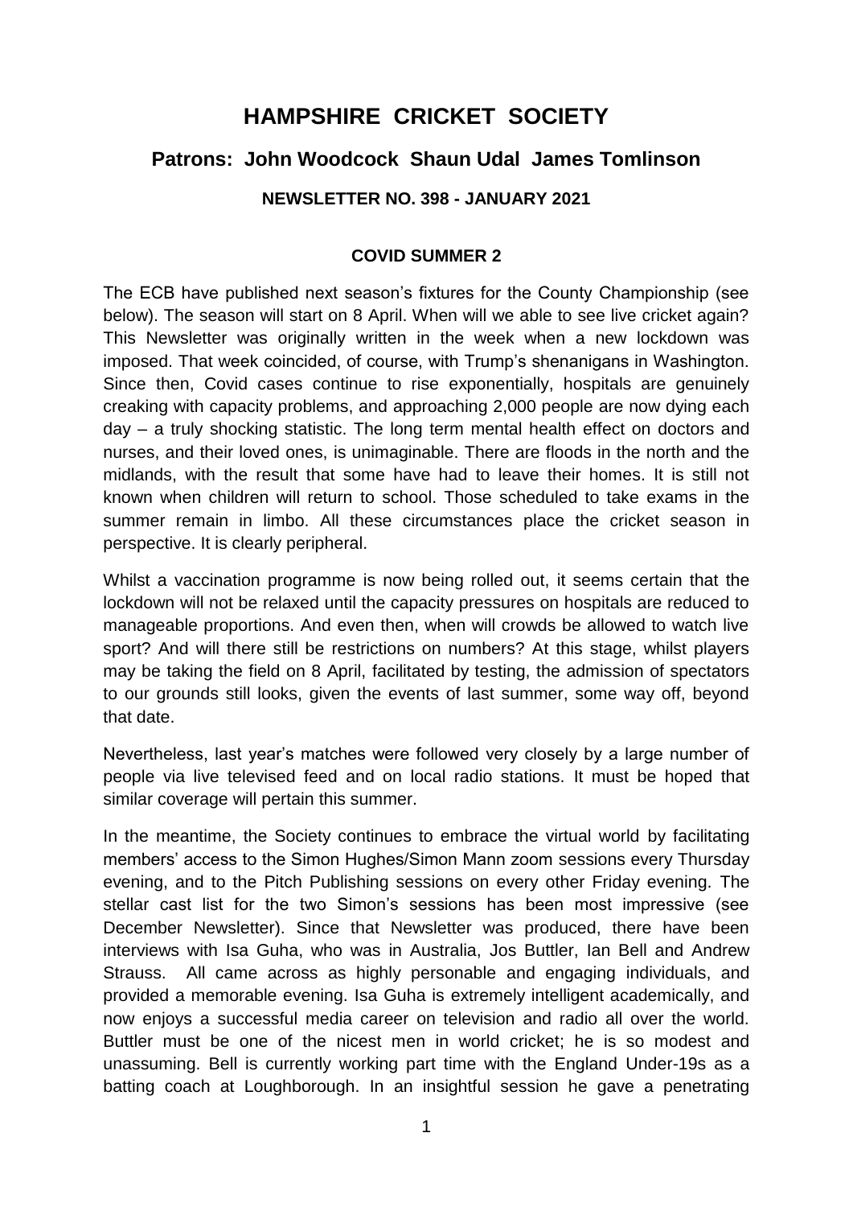# HAMPSHIRE CRICKET SOCIETY

## Patrons: John Woodcock Shaun Udal James Tomlinson

### NEWSLETTER NO. 398 - JANUARY 2021

#### COVID SUMMER 2

The ECB have published next season's fixtures for the County Championship (see below). The season will start on 8 April. When will we able to see live cricket again? This Newsletter was originally written in the week when a new lockdown was imposed. That week coincided, of course, with Trump's shenanigans in Washington. Since then, Covid cases continue to rise exponentially, hospitals are genuinely creaking with capacity problems, and approaching 2,000 people are now dying each day – a truly shocking statistic. The long term mental health effect on doctors and nurses, and their loved ones, is unimaginable. There are floods in the north and the midlands, with the result that some have had to leave their homes. It is still not known when children will return to school. Those scheduled to take exams in the summer remain in limbo. All these circumstances place the cricket season in perspective. It is clearly peripheral.

Whilst a vaccination programme is now being rolled out, it seems certain that the lockdown will not be relaxed until the capacity pressures on hospitals are reduced to manageable proportions. And even then, when will crowds be allowed to watch live sport? And will there still be restrictions on numbers? At this stage, whilst players may be taking the field on 8 April, facilitated by testing, the admission of spectators to our grounds still looks, given the events of last summer, some way off, beyond that date.

Nevertheless, last year's matches were followed very closely by a large number of people via live televised feed and on local radio stations. It must be hoped that similar coverage will pertain this summer.

In the meantime, the Society continues to embrace the virtual world by facilitating members' access to the Simon Hughes/Simon Mann zoom sessions every Thursday evening, and to the Pitch Publishing sessions on every other Friday evening. The stellar cast list for the two Simon's sessions has been most impressive (see December Newsletter). Since that Newsletter was produced, there have been interviews with Isa Guha, who was in Australia, Jos Buttler, Ian Bell and Andrew Strauss. All came across as highly personable and engaging individuals, and provided a memorable evening. Isa Guha is extremely intelligent academically, and now enjoys a successful media career on television and radio all over the world. Buttler must be one of the nicest men in world cricket; he is so modest and unassuming. Bell is currently working part time with the England Under-19s as a batting coach at Loughborough. In an insightful session he gave a penetrating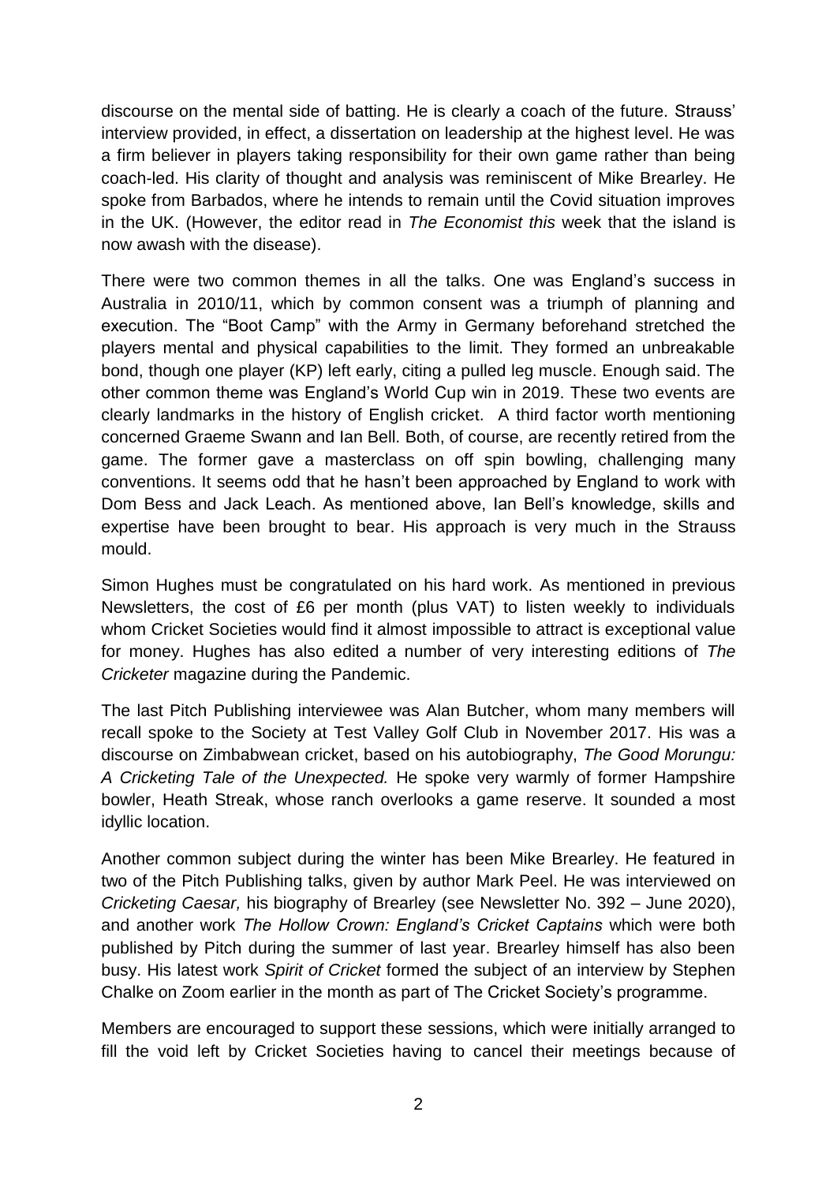discourse on the mental side of batting. He is clearly a coach of the future. Strauss' interview provided, in effect, a dissertation on leadership at the highest level. He was a firm believer in players taking responsibility for their own game rather than being coach-led. His clarity of thought and analysis was reminiscent of Mike Brearley. He spoke from Barbados, where he intends to remain until the Covid situation improves in the UK. (However, the editor read in *The Economist this* week that the island is now awash with the disease).

There were two common themes in all the talks. One was England's success in Australia in 2010/11, which by common consent was a triumph of planning and execution. The "Boot Camp" with the Army in Germany beforehand stretched the players mental and physical capabilities to the limit. They formed an unbreakable bond, though one player (KP) left early, citing a pulled leg muscle. Enough said. The other common theme was England's World Cup win in 2019. These two events are clearly landmarks in the history of English cricket. A third factor worth mentioning concerned Graeme Swann and Ian Bell. Both, of course, are recently retired from the game. The former gave a masterclass on off spin bowling, challenging many conventions. It seems odd that he hasn't been approached by England to work with Dom Bess and Jack Leach. As mentioned above, Ian Bell's knowledge, skills and expertise have been brought to bear. His approach is very much in the Strauss mould.

Simon Hughes must be congratulated on his hard work. As mentioned in previous Newsletters, the cost of £6 per month (plus VAT) to listen weekly to individuals whom Cricket Societies would find it almost impossible to attract is exceptional value for money. Hughes has also edited a number of very interesting editions of *The Cricketer* magazine during the Pandemic.

The last Pitch Publishing interviewee was Alan Butcher, whom many members will recall spoke to the Society at Test Valley Golf Club in November 2017. His was a discourse on Zimbabwean cricket, based on his autobiography, *The Good Morungu: A Cricketing Tale of the Unexpected.* He spoke very warmly of former Hampshire bowler, Heath Streak, whose ranch overlooks a game reserve. It sounded a most idyllic location.

Another common subject during the winter has been Mike Brearley. He featured in two of the Pitch Publishing talks, given by author Mark Peel. He was interviewed on *Cricketing Caesar,* his biography of Brearley (see Newsletter No. 392 – June 2020), and another work *The Hollow Crown: England's Cricket Captains* which were both published by Pitch during the summer of last year. Brearley himself has also been busy. His latest work *Spirit of Cricket* formed the subject of an interview by Stephen Chalke on Zoom earlier in the month as part of The Cricket Society's programme.

Members are encouraged to support these sessions, which were initially arranged to fill the void left by Cricket Societies having to cancel their meetings because of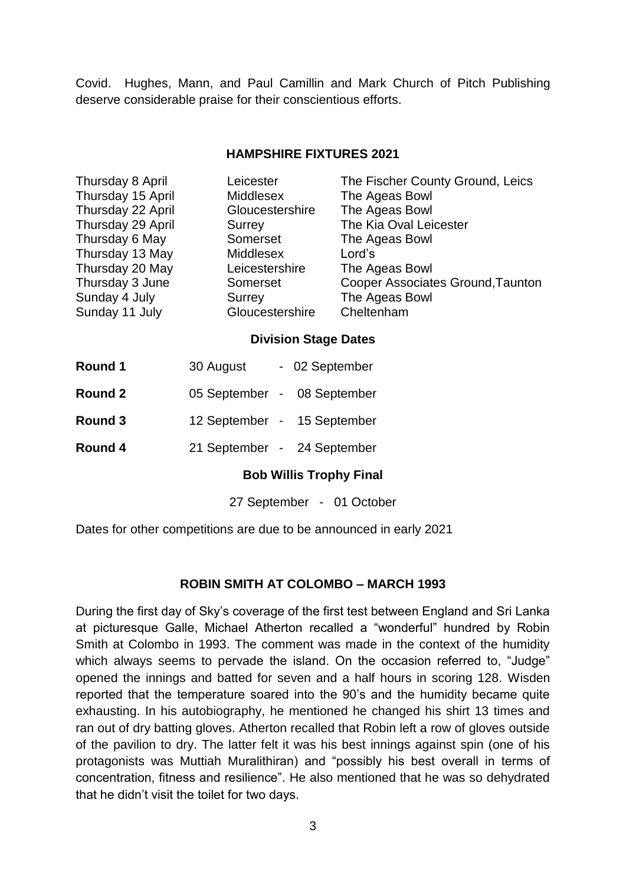Covid. Hughes, Mann, and Paul Camillin and Mark Church of Pitch Publishing deserve considerable praise for their conscientious efforts.

## HAMPSHIRE FIXTURES 2021

| | | |
|---|---|---|
| Thursday 8 April | Leicester | The Fischer County Ground, Leics |
| Thursday 15 April | Middlesex | The Ageas Bowl |
| Thursday 22 April | Gloucestershire | The Ageas Bowl |
| Thursday 29 April | Surrey | The Kia Oval Leicester |
| Thursday 6 May | Somerset | The Ageas Bowl |
| Thursday 13 May | Middlesex | Lord's |
| Thursday 20 May | Leicestershire | The Ageas Bowl |
| Thursday 3 June | Somerset | Cooper Associates Ground,Taunton |
| Sunday 4 July | Surrey | The Ageas Bowl |
| Sunday 11 July | Gloucestershire | Cheltenham |

### Division Stage Dates

| | |
|---|---|
| **Round 1** | 30 August - 02 September |
| **Round 2** | 05 September - 08 September |
| **Round 3** | 12 September - 15 September |
| **Round 4** | 21 September - 24 September |

### Bob Willis Trophy Final

27 September - 01 October

Dates for other competitions are due to be announced in early 2021

## ROBIN SMITH AT COLOMBO – MARCH 1993

During the first day of Sky's coverage of the first test between England and Sri Lanka at picturesque Galle, Michael Atherton recalled a "wonderful" hundred by Robin Smith at Colombo in 1993. The comment was made in the context of the humidity which always seems to pervade the island. On the occasion referred to, "Judge" opened the innings and batted for seven and a half hours in scoring 128. Wisden reported that the temperature soared into the 90's and the humidity became quite exhausting. In his autobiography, he mentioned he changed his shirt 13 times and ran out of dry batting gloves. Atherton recalled that Robin left a row of gloves outside of the pavilion to dry. The latter felt it was his best innings against spin (one of his protagonists was Muttiah Muralithiran) and "possibly his best overall in terms of concentration, fitness and resilience". He also mentioned that he was so dehydrated that he didn't visit the toilet for two days.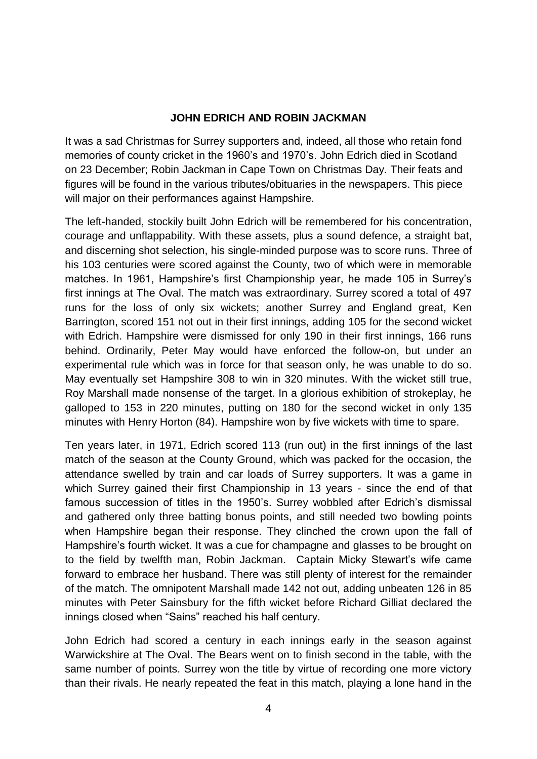## JOHN EDRICH AND ROBIN JACKMAN

It was a sad Christmas for Surrey supporters and, indeed, all those who retain fond memories of county cricket in the 1960's and 1970's. John Edrich died in Scotland on 23 December; Robin Jackman in Cape Town on Christmas Day. Their feats and figures will be found in the various tributes/obituaries in the newspapers. This piece will major on their performances against Hampshire.

The left-handed, stockily built John Edrich will be remembered for his concentration, courage and unflappability. With these assets, plus a sound defence, a straight bat, and discerning shot selection, his single-minded purpose was to score runs. Three of his 103 centuries were scored against the County, two of which were in memorable matches. In 1961, Hampshire's first Championship year, he made 105 in Surrey's first innings at The Oval. The match was extraordinary. Surrey scored a total of 497 runs for the loss of only six wickets; another Surrey and England great, Ken Barrington, scored 151 not out in their first innings, adding 105 for the second wicket with Edrich. Hampshire were dismissed for only 190 in their first innings, 166 runs behind. Ordinarily, Peter May would have enforced the follow-on, but under an experimental rule which was in force for that season only, he was unable to do so. May eventually set Hampshire 308 to win in 320 minutes. With the wicket still true, Roy Marshall made nonsense of the target. In a glorious exhibition of strokeplay, he galloped to 153 in 220 minutes, putting on 180 for the second wicket in only 135 minutes with Henry Horton (84). Hampshire won by five wickets with time to spare.

Ten years later, in 1971, Edrich scored 113 (run out) in the first innings of the last match of the season at the County Ground, which was packed for the occasion, the attendance swelled by train and car loads of Surrey supporters. It was a game in which Surrey gained their first Championship in 13 years - since the end of that famous succession of titles in the 1950's. Surrey wobbled after Edrich's dismissal and gathered only three batting bonus points, and still needed two bowling points when Hampshire began their response. They clinched the crown upon the fall of Hampshire's fourth wicket. It was a cue for champagne and glasses to be brought on to the field by twelfth man, Robin Jackman. Captain Micky Stewart's wife came forward to embrace her husband. There was still plenty of interest for the remainder of the match. The omnipotent Marshall made 142 not out, adding unbeaten 126 in 85 minutes with Peter Sainsbury for the fifth wicket before Richard Gilliat declared the innings closed when "Sains" reached his half century.

John Edrich had scored a century in each innings early in the season against Warwickshire at The Oval. The Bears went on to finish second in the table, with the same number of points. Surrey won the title by virtue of recording one more victory than their rivals. He nearly repeated the feat in this match, playing a lone hand in the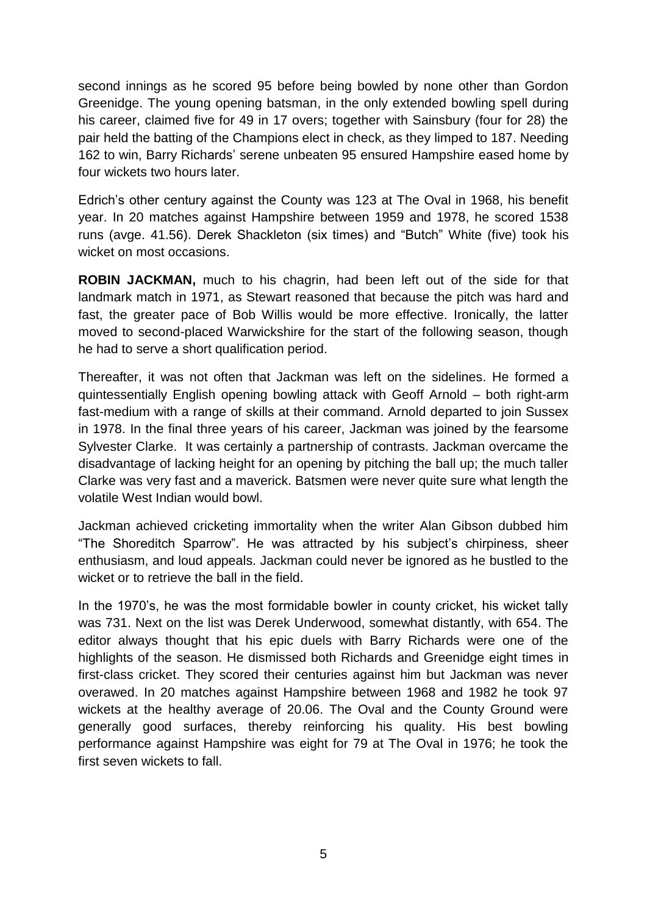second innings as he scored 95 before being bowled by none other than Gordon Greenidge. The young opening batsman, in the only extended bowling spell during his career, claimed five for 49 in 17 overs; together with Sainsbury (four for 28) the pair held the batting of the Champions elect in check, as they limped to 187. Needing 162 to win, Barry Richards' serene unbeaten 95 ensured Hampshire eased home by four wickets two hours later.

Edrich's other century against the County was 123 at The Oval in 1968, his benefit year. In 20 matches against Hampshire between 1959 and 1978, he scored 1538 runs (avge. 41.56). Derek Shackleton (six times) and "Butch" White (five) took his wicket on most occasions.

**ROBIN JACKMAN,** much to his chagrin, had been left out of the side for that landmark match in 1971, as Stewart reasoned that because the pitch was hard and fast, the greater pace of Bob Willis would be more effective. Ironically, the latter moved to second-placed Warwickshire for the start of the following season, though he had to serve a short qualification period.

Thereafter, it was not often that Jackman was left on the sidelines. He formed a quintessentially English opening bowling attack with Geoff Arnold – both right-arm fast-medium with a range of skills at their command. Arnold departed to join Sussex in 1978. In the final three years of his career, Jackman was joined by the fearsome Sylvester Clarke. It was certainly a partnership of contrasts. Jackman overcame the disadvantage of lacking height for an opening by pitching the ball up; the much taller Clarke was very fast and a maverick. Batsmen were never quite sure what length the volatile West Indian would bowl.

Jackman achieved cricketing immortality when the writer Alan Gibson dubbed him "The Shoreditch Sparrow". He was attracted by his subject's chirpiness, sheer enthusiasm, and loud appeals. Jackman could never be ignored as he bustled to the wicket or to retrieve the ball in the field.

In the 1970's, he was the most formidable bowler in county cricket, his wicket tally was 731. Next on the list was Derek Underwood, somewhat distantly, with 654. The editor always thought that his epic duels with Barry Richards were one of the highlights of the season. He dismissed both Richards and Greenidge eight times in first-class cricket. They scored their centuries against him but Jackman was never overawed. In 20 matches against Hampshire between 1968 and 1982 he took 97 wickets at the healthy average of 20.06. The Oval and the County Ground were generally good surfaces, thereby reinforcing his quality. His best bowling performance against Hampshire was eight for 79 at The Oval in 1976; he took the first seven wickets to fall.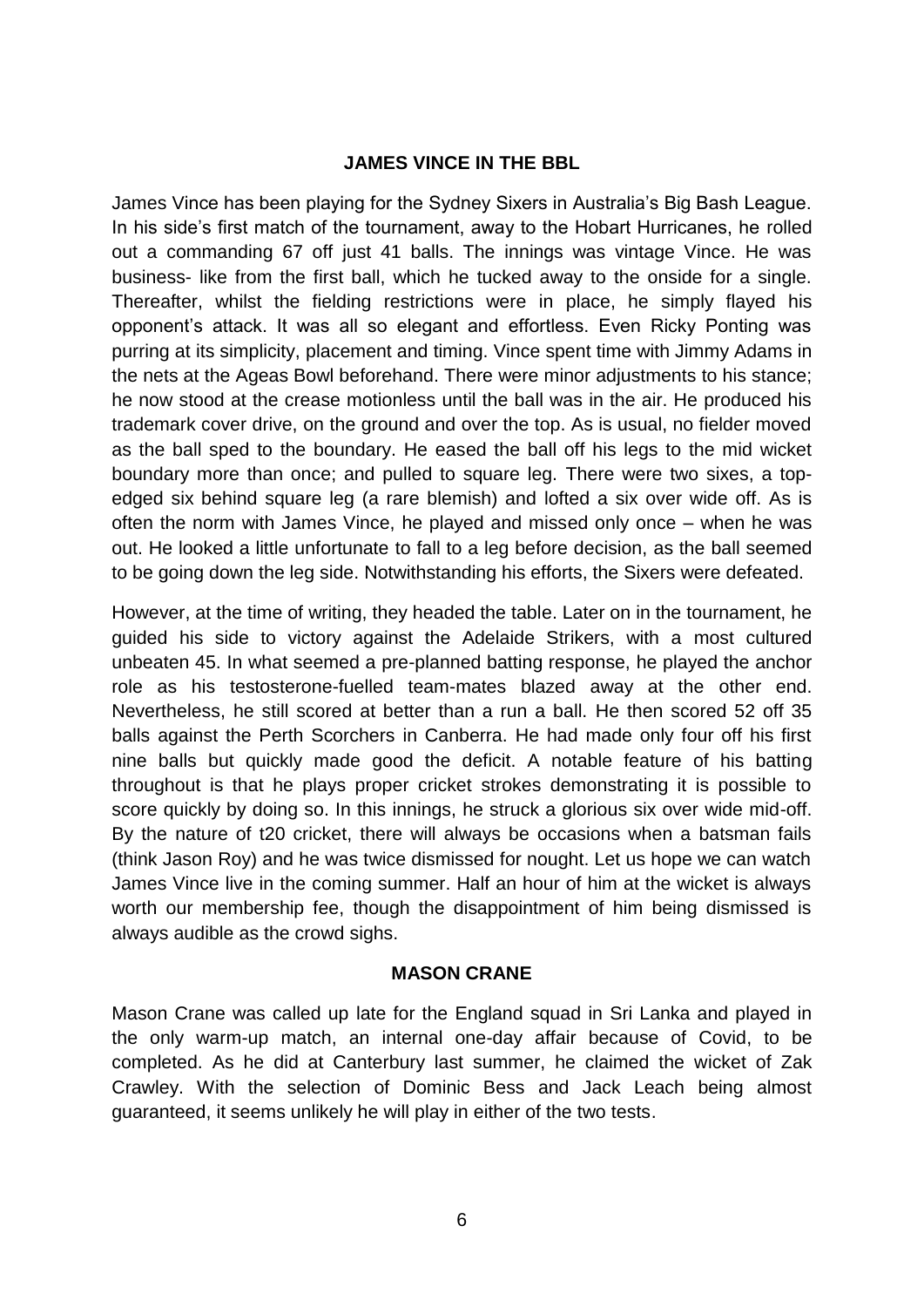## JAMES VINCE IN THE BBL

James Vince has been playing for the Sydney Sixers in Australia's Big Bash League. In his side's first match of the tournament, away to the Hobart Hurricanes, he rolled out a commanding 67 off just 41 balls. The innings was vintage Vince. He was business- like from the first ball, which he tucked away to the onside for a single. Thereafter, whilst the fielding restrictions were in place, he simply flayed his opponent's attack. It was all so elegant and effortless. Even Ricky Ponting was purring at its simplicity, placement and timing. Vince spent time with Jimmy Adams in the nets at the Ageas Bowl beforehand. There were minor adjustments to his stance; he now stood at the crease motionless until the ball was in the air. He produced his trademark cover drive, on the ground and over the top. As is usual, no fielder moved as the ball sped to the boundary. He eased the ball off his legs to the mid wicket boundary more than once; and pulled to square leg. There were two sixes, a top-edged six behind square leg (a rare blemish) and lofted a six over wide off. As is often the norm with James Vince, he played and missed only once – when he was out. He looked a little unfortunate to fall to a leg before decision, as the ball seemed to be going down the leg side. Notwithstanding his efforts, the Sixers were defeated.

However, at the time of writing, they headed the table. Later on in the tournament, he guided his side to victory against the Adelaide Strikers, with a most cultured unbeaten 45. In what seemed a pre-planned batting response, he played the anchor role as his testosterone-fuelled team-mates blazed away at the other end. Nevertheless, he still scored at better than a run a ball. He then scored 52 off 35 balls against the Perth Scorchers in Canberra. He had made only four off his first nine balls but quickly made good the deficit. A notable feature of his batting throughout is that he plays proper cricket strokes demonstrating it is possible to score quickly by doing so. In this innings, he struck a glorious six over wide mid-off. By the nature of t20 cricket, there will always be occasions when a batsman fails (think Jason Roy) and he was twice dismissed for nought. Let us hope we can watch James Vince live in the coming summer. Half an hour of him at the wicket is always worth our membership fee, though the disappointment of him being dismissed is always audible as the crowd sighs.

## MASON CRANE

Mason Crane was called up late for the England squad in Sri Lanka and played in the only warm-up match, an internal one-day affair because of Covid, to be completed. As he did at Canterbury last summer, he claimed the wicket of Zak Crawley. With the selection of Dominic Bess and Jack Leach being almost guaranteed, it seems unlikely he will play in either of the two tests.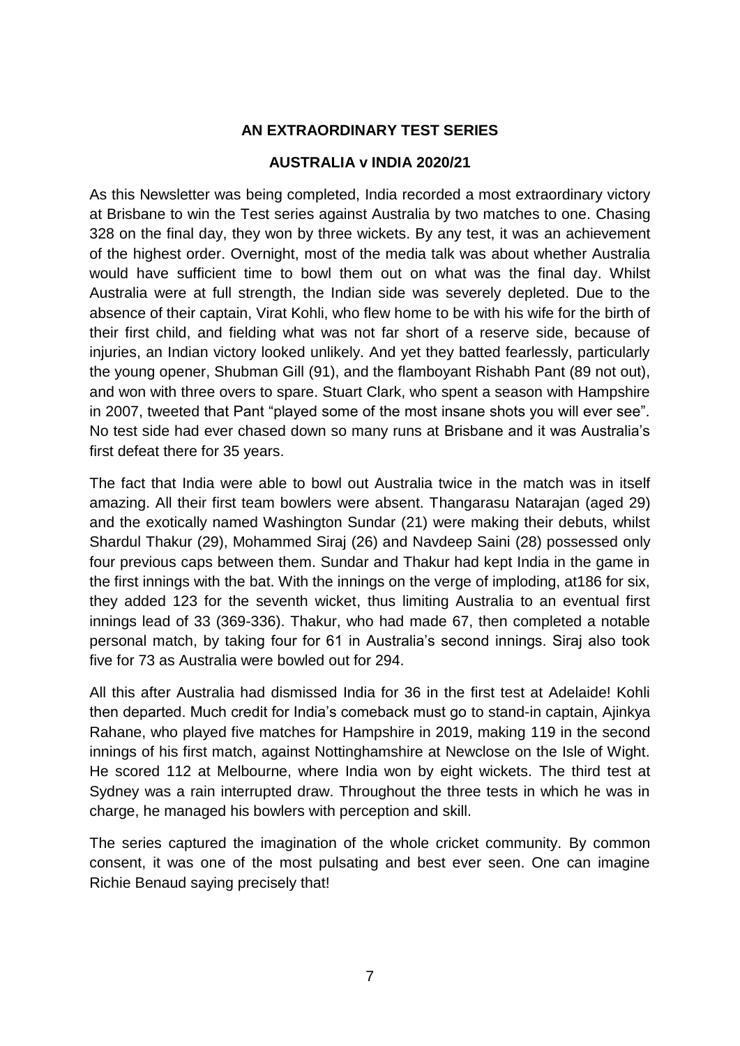## AN EXTRAORDINARY TEST SERIES

### AUSTRALIA v INDIA 2020/21

As this Newsletter was being completed, India recorded a most extraordinary victory at Brisbane to win the Test series against Australia by two matches to one. Chasing 328 on the final day, they won by three wickets. By any test, it was an achievement of the highest order. Overnight, most of the media talk was about whether Australia would have sufficient time to bowl them out on what was the final day. Whilst Australia were at full strength, the Indian side was severely depleted. Due to the absence of their captain, Virat Kohli, who flew home to be with his wife for the birth of their first child, and fielding what was not far short of a reserve side, because of injuries, an Indian victory looked unlikely. And yet they batted fearlessly, particularly the young opener, Shubman Gill (91), and the flamboyant Rishabh Pant (89 not out), and won with three overs to spare. Stuart Clark, who spent a season with Hampshire in 2007, tweeted that Pant "played some of the most insane shots you will ever see". No test side had ever chased down so many runs at Brisbane and it was Australia's first defeat there for 35 years.

The fact that India were able to bowl out Australia twice in the match was in itself amazing. All their first team bowlers were absent. Thangarasu Natarajan (aged 29) and the exotically named Washington Sundar (21) were making their debuts, whilst Shardul Thakur (29), Mohammed Siraj (26) and Navdeep Saini (28) possessed only four previous caps between them. Sundar and Thakur had kept India in the game in the first innings with the bat. With the innings on the verge of imploding, at186 for six, they added 123 for the seventh wicket, thus limiting Australia to an eventual first innings lead of 33 (369-336). Thakur, who had made 67, then completed a notable personal match, by taking four for 61 in Australia's second innings. Siraj also took five for 73 as Australia were bowled out for 294.

All this after Australia had dismissed India for 36 in the first test at Adelaide! Kohli then departed. Much credit for India's comeback must go to stand-in captain, Ajinkya Rahane, who played five matches for Hampshire in 2019, making 119 in the second innings of his first match, against Nottinghamshire at Newclose on the Isle of Wight. He scored 112 at Melbourne, where India won by eight wickets. The third test at Sydney was a rain interrupted draw. Throughout the three tests in which he was in charge, he managed his bowlers with perception and skill.

The series captured the imagination of the whole cricket community. By common consent, it was one of the most pulsating and best ever seen. One can imagine Richie Benaud saying precisely that!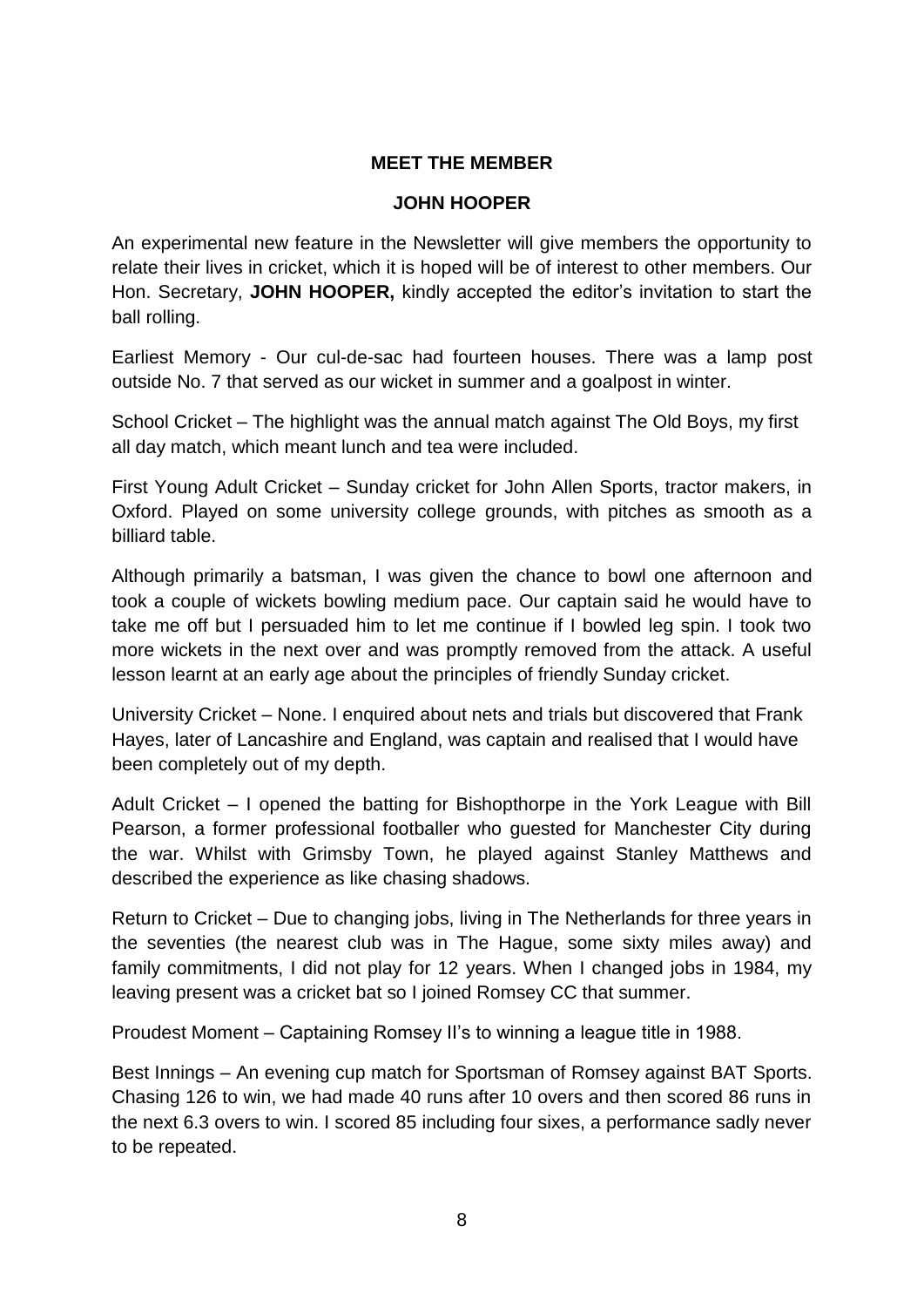## MEET THE MEMBER

## JOHN HOOPER

An experimental new feature in the Newsletter will give members the opportunity to relate their lives in cricket, which it is hoped will be of interest to other members. Our Hon. Secretary, **JOHN HOOPER,** kindly accepted the editor's invitation to start the ball rolling.

Earliest Memory - Our cul-de-sac had fourteen houses. There was a lamp post outside No. 7 that served as our wicket in summer and a goalpost in winter.

School Cricket – The highlight was the annual match against The Old Boys, my first all day match, which meant lunch and tea were included.

First Young Adult Cricket – Sunday cricket for John Allen Sports, tractor makers, in Oxford. Played on some university college grounds, with pitches as smooth as a billiard table.

Although primarily a batsman, I was given the chance to bowl one afternoon and took a couple of wickets bowling medium pace. Our captain said he would have to take me off but I persuaded him to let me continue if I bowled leg spin. I took two more wickets in the next over and was promptly removed from the attack. A useful lesson learnt at an early age about the principles of friendly Sunday cricket.

University Cricket – None. I enquired about nets and trials but discovered that Frank Hayes, later of Lancashire and England, was captain and realised that I would have been completely out of my depth.

Adult Cricket – I opened the batting for Bishopthorpe in the York League with Bill Pearson, a former professional footballer who guested for Manchester City during the war. Whilst with Grimsby Town, he played against Stanley Matthews and described the experience as like chasing shadows.

Return to Cricket – Due to changing jobs, living in The Netherlands for three years in the seventies (the nearest club was in The Hague, some sixty miles away) and family commitments, I did not play for 12 years. When I changed jobs in 1984, my leaving present was a cricket bat so I joined Romsey CC that summer.

Proudest Moment – Captaining Romsey II's to winning a league title in 1988.

Best Innings – An evening cup match for Sportsman of Romsey against BAT Sports. Chasing 126 to win, we had made 40 runs after 10 overs and then scored 86 runs in the next 6.3 overs to win. I scored 85 including four sixes, a performance sadly never to be repeated.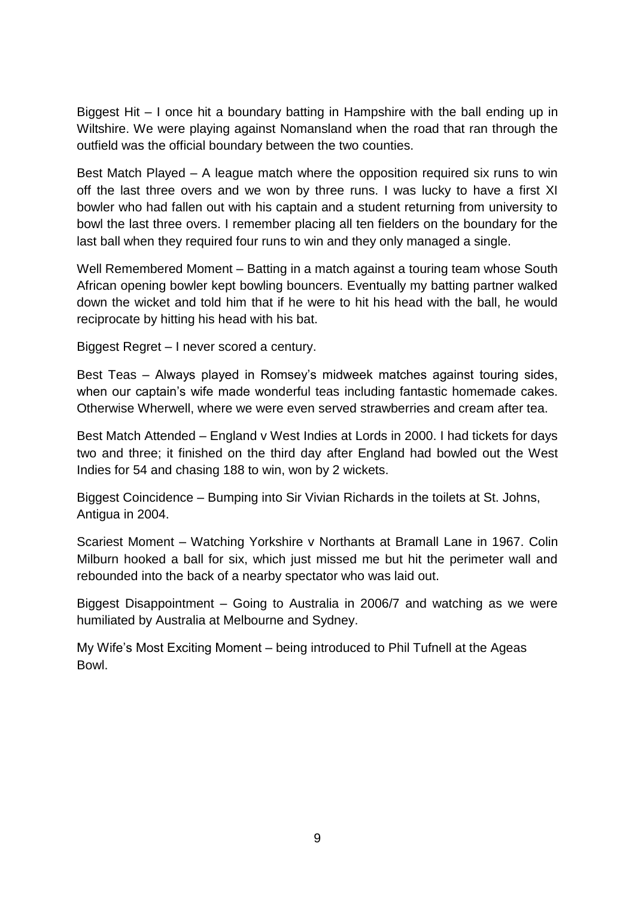Biggest Hit – I once hit a boundary batting in Hampshire with the ball ending up in Wiltshire. We were playing against Nomansland when the road that ran through the outfield was the official boundary between the two counties.

Best Match Played – A league match where the opposition required six runs to win off the last three overs and we won by three runs. I was lucky to have a first XI bowler who had fallen out with his captain and a student returning from university to bowl the last three overs. I remember placing all ten fielders on the boundary for the last ball when they required four runs to win and they only managed a single.

Well Remembered Moment – Batting in a match against a touring team whose South African opening bowler kept bowling bouncers. Eventually my batting partner walked down the wicket and told him that if he were to hit his head with the ball, he would reciprocate by hitting his head with his bat.

Biggest Regret – I never scored a century.

Best Teas – Always played in Romsey's midweek matches against touring sides, when our captain's wife made wonderful teas including fantastic homemade cakes. Otherwise Wherwell, where we were even served strawberries and cream after tea.

Best Match Attended – England v West Indies at Lords in 2000. I had tickets for days two and three; it finished on the third day after England had bowled out the West Indies for 54 and chasing 188 to win, won by 2 wickets.

Biggest Coincidence – Bumping into Sir Vivian Richards in the toilets at St. Johns, Antigua in 2004.

Scariest Moment – Watching Yorkshire v Northants at Bramall Lane in 1967. Colin Milburn hooked a ball for six, which just missed me but hit the perimeter wall and rebounded into the back of a nearby spectator who was laid out.

Biggest Disappointment – Going to Australia in 2006/7 and watching as we were humiliated by Australia at Melbourne and Sydney.

My Wife's Most Exciting Moment – being introduced to Phil Tufnell at the Ageas Bowl.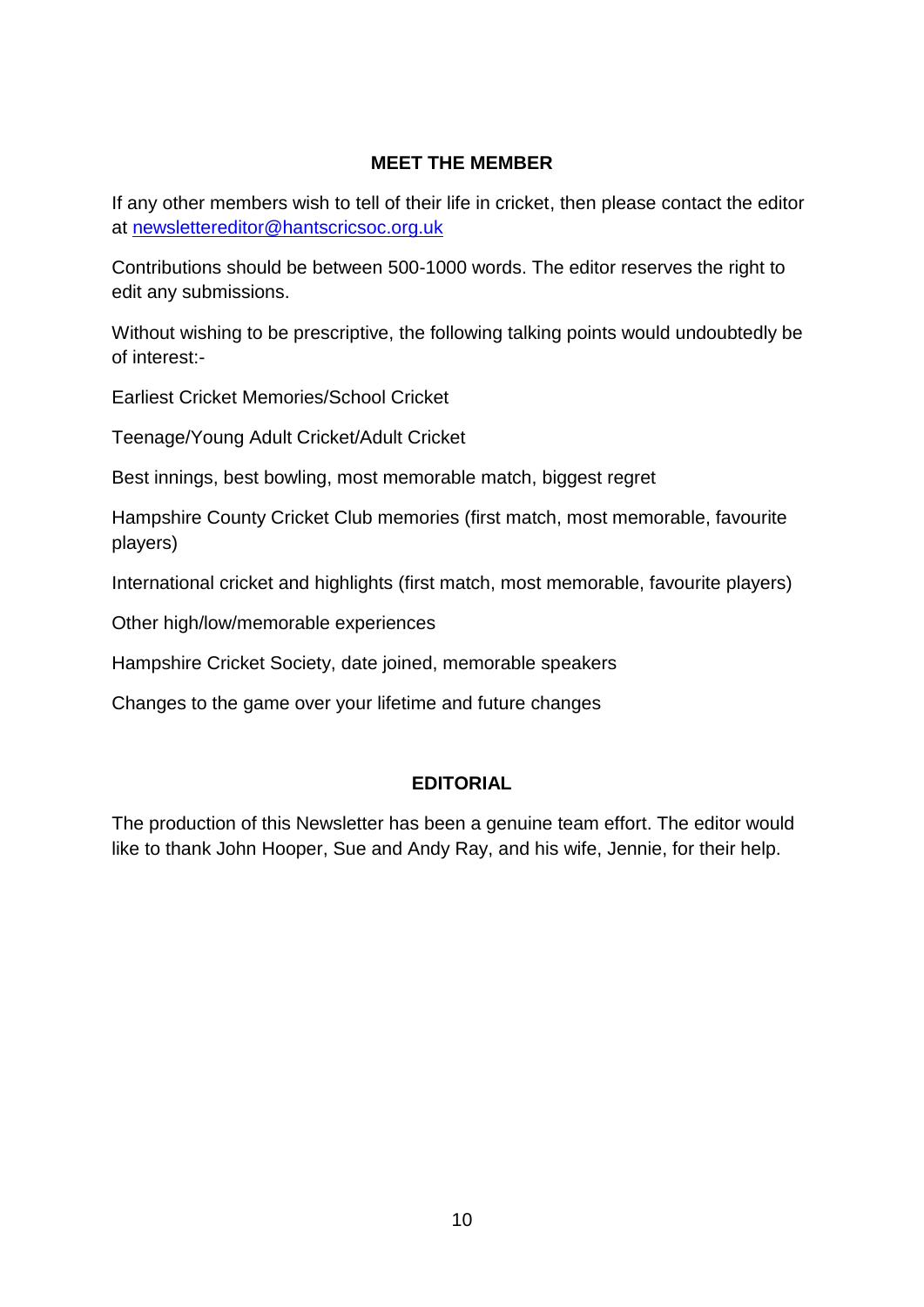## MEET THE MEMBER

If any other members wish to tell of their life in cricket, then please contact the editor at newslettereditor@hantscricsoc.org.uk

Contributions should be between 500-1000 words. The editor reserves the right to edit any submissions.

Without wishing to be prescriptive, the following talking points would undoubtedly be of interest:-

Earliest Cricket Memories/School Cricket

Teenage/Young Adult Cricket/Adult Cricket

Best innings, best bowling, most memorable match, biggest regret

Hampshire County Cricket Club memories (first match, most memorable, favourite players)

International cricket and highlights (first match, most memorable, favourite players)

Other high/low/memorable experiences

Hampshire Cricket Society, date joined, memorable speakers

Changes to the game over your lifetime and future changes

## EDITORIAL

The production of this Newsletter has been a genuine team effort. The editor would like to thank John Hooper, Sue and Andy Ray, and his wife, Jennie, for their help.